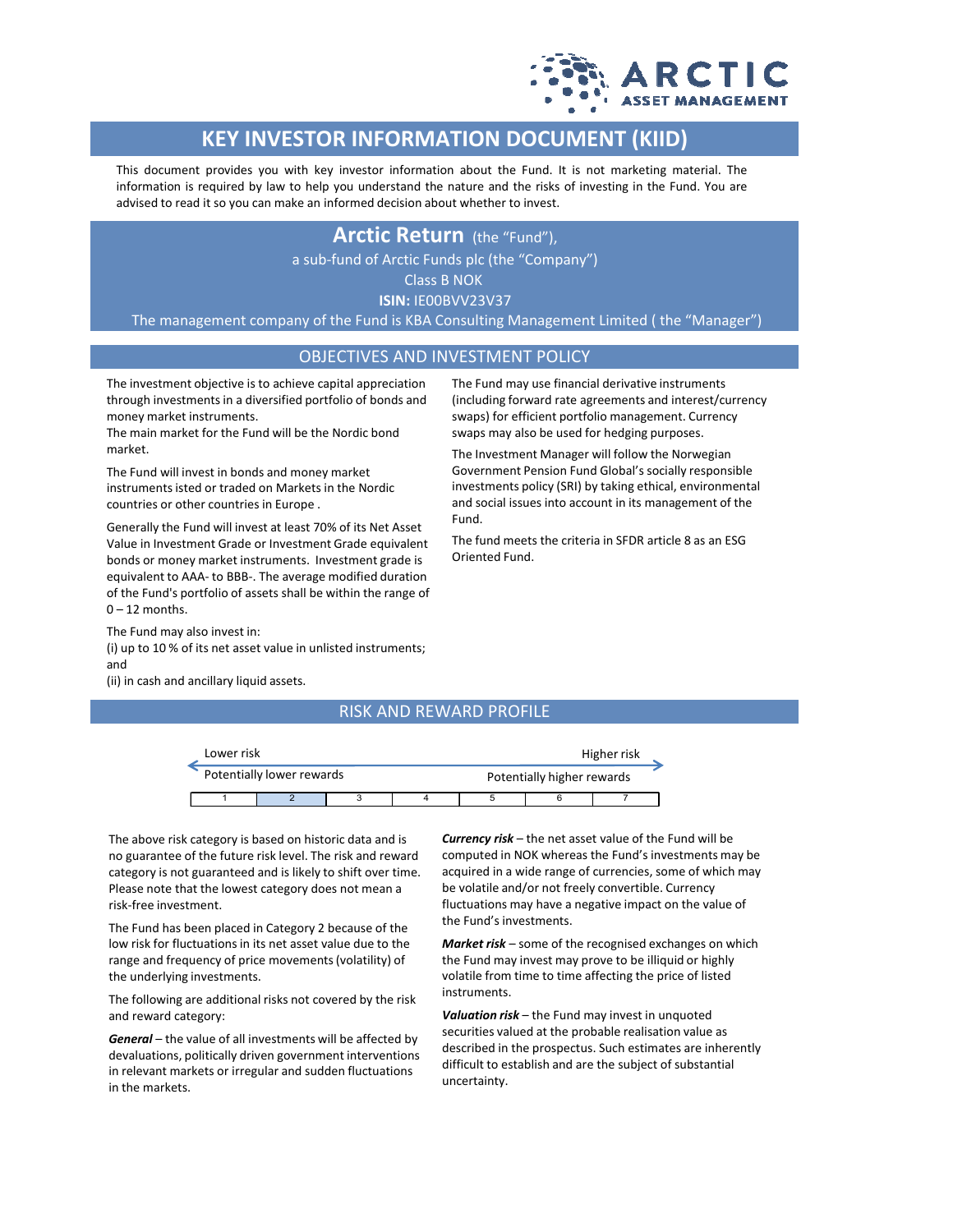# KEY INVESTOR INFORMATION DOCUMENT (KIID)

This document provides you with key investor information about the Fund. It is not marketing material. The information is required by law to help you understand the nature and the risks of investing in the Fund. You are advised to read it so you can make an informed decision about whether to invest.

## Arctic Return (the "Fund"),

a sub-fund of Arctic Funds plc (the "Company")

Class B NOK

**ISIN:** IE00BVV23V37

The management company of the Fund is KBA Consulting Management Limited ( the "Manager")

## OBJECTIVES AND INVESTMENT POLICY

The investment objective is to achieve capital appreciation through investments in a diversified portfolio of bonds and money market instruments.
The main market for the Fund will be the Nordic bond market.

The Fund will invest in bonds and money market instruments isted or traded on Markets in the Nordic countries or other countries in Europe .

Generally the Fund will invest at least 70% of its Net Asset Value in Investment Grade or Investment Grade equivalent bonds or money market instruments. Investment grade is equivalent to AAA- to BBB-. The average modified duration of the Fund's portfolio of assets shall be within the range of 0 – 12 months.

The Fund may also invest in:
(i) up to 10 % of its net asset value in unlisted instruments; and
(ii) in cash and ancillary liquid assets.

The Fund may use financial derivative instruments (including forward rate agreements and interest/currency swaps) for efficient portfolio management. Currency swaps may also be used for hedging purposes.

The Investment Manager will follow the Norwegian Government Pension Fund Global's socially responsible investments policy (SRI) by taking ethical, environmental and social issues into account in its management of the Fund.

The fund meets the criteria in SFDR article 8 as an ESG Oriented Fund.

## RISK AND REWARD PROFILE

Lower risk
Potentially lower rewards
Higher risk
Potentially higher rewards

| 1 | 2 | 3 | 4 | 5 | 6 | 7 |
|---|---|---|---|---|---|---|

The above risk category is based on historic data and is no guarantee of the future risk level. The risk and reward category is not guaranteed and is likely to shift over time. Please note that the lowest category does not mean a risk-free investment.

The Fund has been placed in Category 2 because of the low risk for fluctuations in its net asset value due to the range and frequency of price movements (volatility) of the underlying investments.

The following are additional risks not covered by the risk and reward category:

***General*** – the value of all investments will be affected by devaluations, politically driven government interventions in relevant markets or irregular and sudden fluctuations in the markets.

***Currency risk*** – the net asset value of the Fund will be computed in NOK whereas the Fund's investments may be acquired in a wide range of currencies, some of which may be volatile and/or not freely convertible. Currency fluctuations may have a negative impact on the value of the Fund's investments.

***Market risk*** – some of the recognised exchanges on which the Fund may invest may prove to be illiquid or highly volatile from time to time affecting the price of listed instruments.

***Valuation risk*** – the Fund may invest in unquoted securities valued at the probable realisation value as described in the prospectus. Such estimates are inherently difficult to establish and are the subject of substantial uncertainty.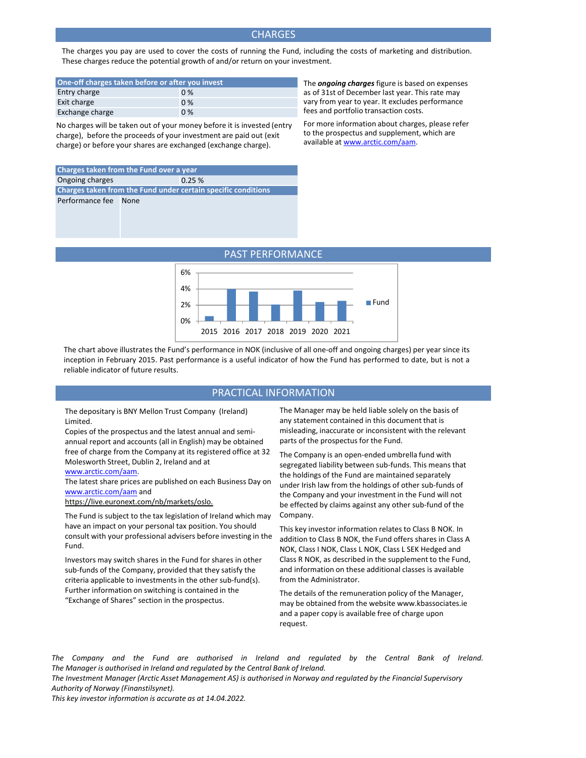## CHARGES

The charges you pay are used to cover the costs of running the Fund, including the costs of marketing and distribution. These charges reduce the potential growth of and/or return on your investment.

| One-off charges taken before or after you invest | |
|---|---|
| Entry charge | 0 % |
| Exit charge | 0 % |
| Exchange charge | 0 % |

No charges will be taken out of your money before it is invested (entry charge), before the proceeds of your investment are paid out (exit charge) or before your shares are exchanged (exchange charge).

| Charges taken from the Fund over a year | |
|---|---|
| Ongoing charges | 0.25 % |
| **Charges taken from the Fund under certain specific conditions** | |
| Performance fee | None |

The ***ongoing charges*** figure is based on expenses as of 31st of December last year. This rate may vary from year to year. It excludes performance fees and portfolio transaction costs.

For more information about charges, please refer to the prospectus and supplement, which are available at www.arctic.com/aam.

## PAST PERFORMANCE

6%
4%
2%
0%
2015 2016 2017 2018 2019 2020 2021
Fund

The chart above illustrates the Fund's performance in NOK (inclusive of all one-off and ongoing charges) per year since its inception in February 2015. Past performance is a useful indicator of how the Fund has performed to date, but is not a reliable indicator of future results.

## PRACTICAL INFORMATION

The depositary is BNY Mellon Trust Company (Ireland) Limited.
Copies of the prospectus and the latest annual and semi-annual report and accounts (all in English) may be obtained free of charge from the Company at its registered office at 32 Molesworth Street, Dublin 2, Ireland and at www.arctic.com/aam.
The latest share prices are published on each Business Day on www.arctic.com/aam and https://live.euronext.com/nb/markets/oslo.

The Fund is subject to the tax legislation of Ireland which may have an impact on your personal tax position. You should consult with your professional advisers before investing in the Fund.

Investors may switch shares in the Fund for shares in other sub-funds of the Company, provided that they satisfy the criteria applicable to investments in the other sub-fund(s). Further information on switching is contained in the "Exchange of Shares" section in the prospectus.

The Manager may be held liable solely on the basis of any statement contained in this document that is misleading, inaccurate or inconsistent with the relevant parts of the prospectus for the Fund.

The Company is an open-ended umbrella fund with segregated liability between sub-funds. This means that the holdings of the Fund are maintained separately under Irish law from the holdings of other sub-funds of the Company and your investment in the Fund will not be effected by claims against any other sub-fund of the Company.

This key investor information relates to Class B NOK. In addition to Class B NOK, the Fund offers shares in Class A NOK, Class I NOK, Class L NOK, Class L SEK Hedged and Class R NOK, as described in the supplement to the Fund, and information on these additional classes is available from the Administrator.

The details of the remuneration policy of the Manager, may be obtained from the website www.kbassociates.ie and a paper copy is available free of charge upon request.

*The Company and the Fund are authorised in Ireland and regulated by the Central Bank of Ireland.*
*The Manager is authorised in Ireland and regulated by the Central Bank of Ireland.*
*The Investment Manager (Arctic Asset Management AS) is authorised in Norway and regulated by the Financial Supervisory Authority of Norway (Finanstilsynet).*
*This key investor information is accurate as at 14.04.2022.*